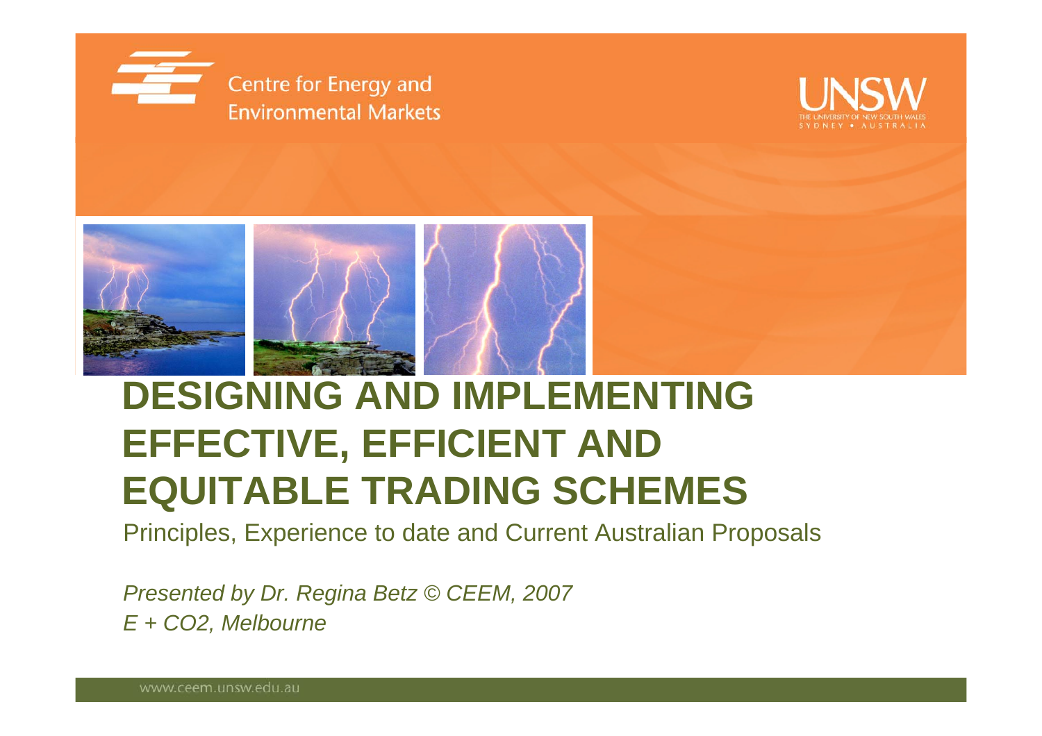Centre for Energy and Environmental Markets

UNSW
THE UNIVERSITY OF NEW SOUTH WALES
SYDNEY • AUSTRALIA

# DESIGNING AND IMPLEMENTING EFFECTIVE, EFFICIENT AND EQUITABLE TRADING SCHEMES

Principles, Experience to date and Current Australian Proposals

*Presented by Dr. Regina Betz © CEEM, 2007*
*E + CO2, Melbourne*

www.ceem.unsw.edu.au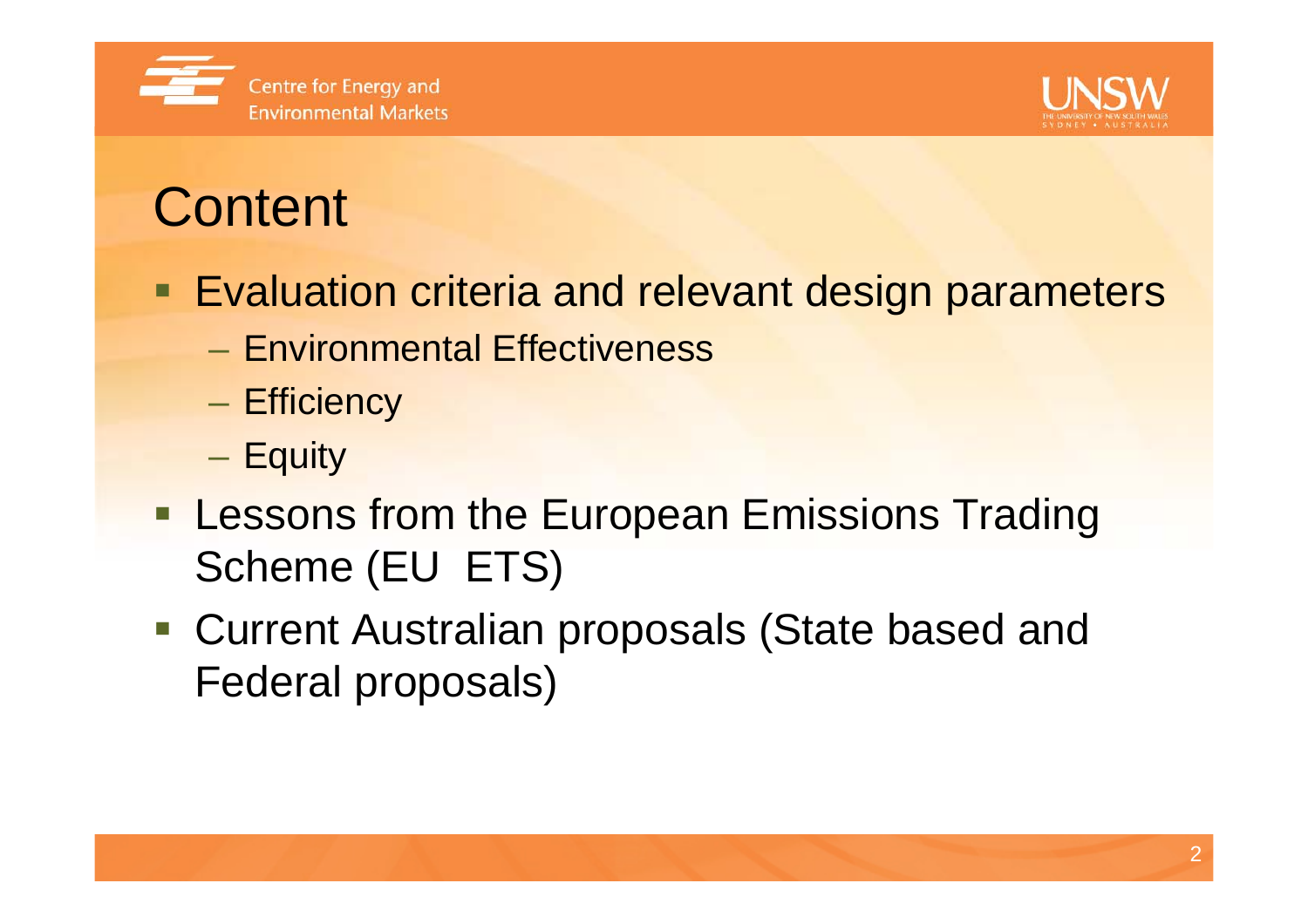# Content

- Evaluation criteria and relevant design parameters
  - Environmental Effectiveness
  - Efficiency
  - Equity
- Lessons from the European Emissions Trading Scheme (EU ETS)
- Current Australian proposals (State based and Federal proposals)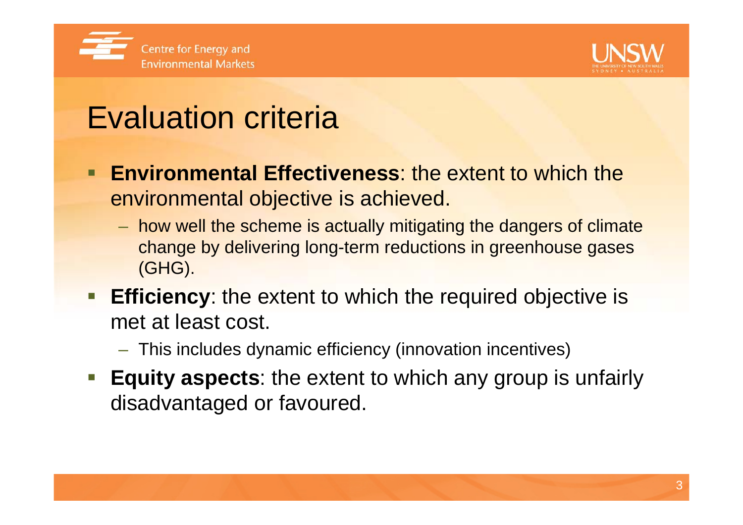# Evaluation criteria

- **Environmental Effectiveness**: the extent to which the environmental objective is achieved.
  - how well the scheme is actually mitigating the dangers of climate change by delivering long-term reductions in greenhouse gases (GHG).
- **Efficiency**: the extent to which the required objective is met at least cost.
  - This includes dynamic efficiency (innovation incentives)
- **Equity aspects**: the extent to which any group is unfairly disadvantaged or favoured.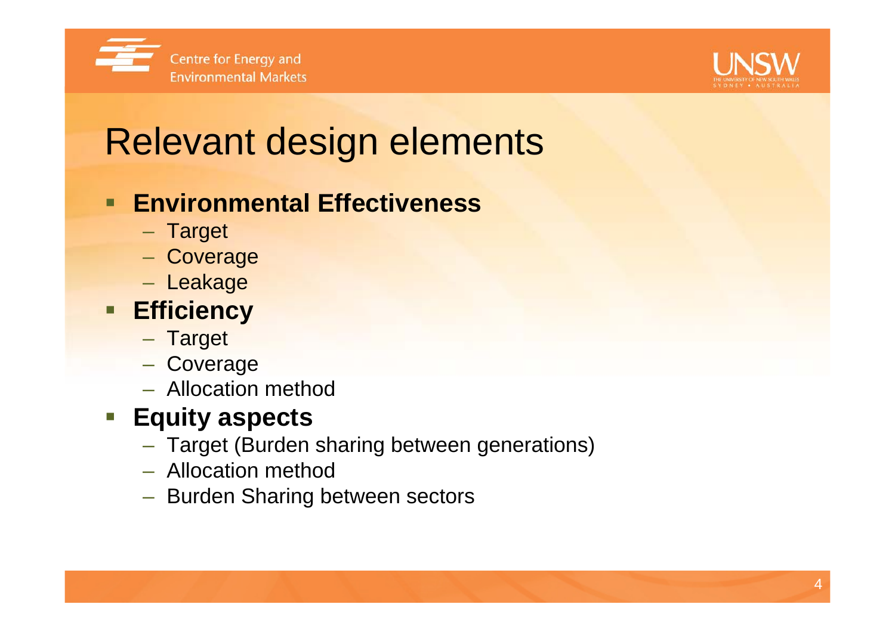# Relevant design elements

- **Environmental Effectiveness**
  - Target
  - Coverage
  - Leakage
- **Efficiency**
  - Target
  - Coverage
  - Allocation method
- **Equity aspects**
  - Target (Burden sharing between generations)
  - Allocation method
  - Burden Sharing between sectors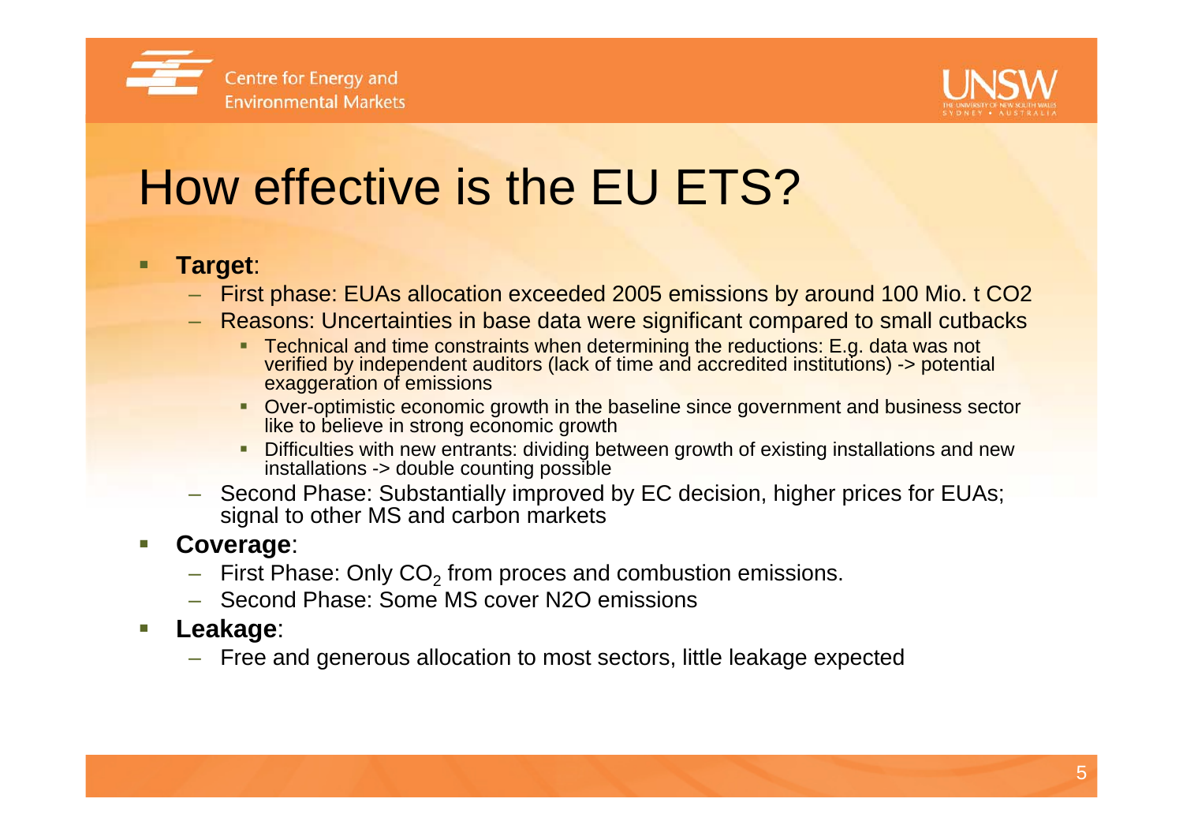# How effective is the EU ETS?

- **Target**:
  - First phase: EUAs allocation exceeded 2005 emissions by around 100 Mio. t CO2
  - Reasons: Uncertainties in base data were significant compared to small cutbacks
    - Technical and time constraints when determining the reductions: E.g. data was not verified by independent auditors (lack of time and accredited institutions) -> potential exaggeration of emissions
    - Over-optimistic economic growth in the baseline since government and business sector like to believe in strong economic growth
    - Difficulties with new entrants: dividing between growth of existing installations and new installations -> double counting possible
  - Second Phase: Substantially improved by EC decision, higher prices for EUAs; signal to other MS and carbon markets
- **Coverage**:
  - First Phase: Only $CO_2$ from proces and combustion emissions.
  - Second Phase: Some MS cover N2O emissions
- **Leakage**:
  - Free and generous allocation to most sectors, little leakage expected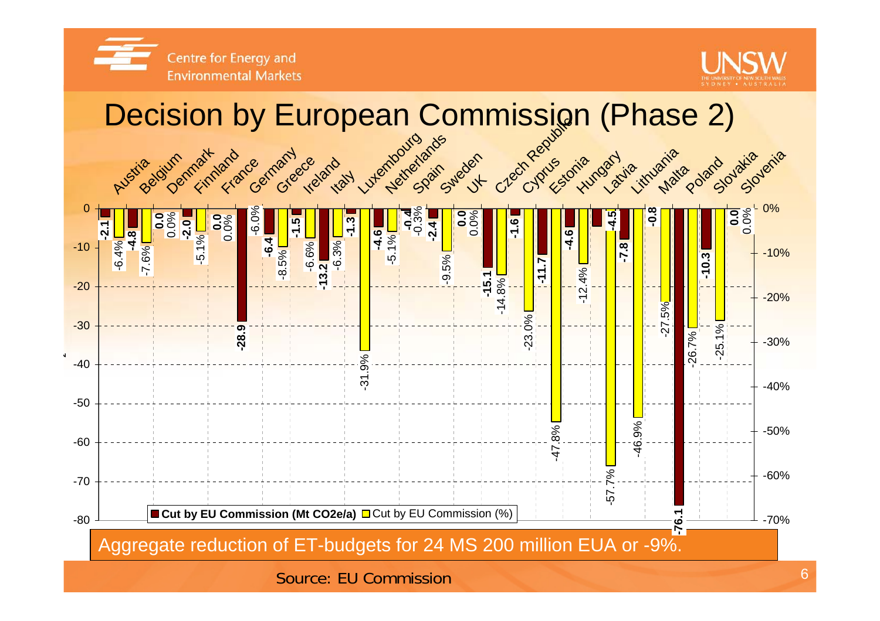# Decision by European Commission (Phase 2)

| Country | Cut by EU Commission (Mt CO2e/a) | Cut by EU Commission (%) |
|---|---|---|
| Austria | -2.1 | -6.4% |
| Belgium | -4.8 | -7.6% |
| Denmark | 0.0 | 0.0% |
| Finland | -2.0 | -5.1% |
| France | 0.0 | 0.0% |
| Germany | -28.9 | -6.0% |
| Greece | -6.4 | -8.5% |
| Ireland | -1.5 | -6.6% |
| Italy | -13.2 | -6.3% |
| Luxembourg | -1.3 | -31.9% |
| Netherlands | -4.6 | -5.1% |
| Spain | -0.4 | -0.3% |
| Sweden | -2.4 | -9.5% |
| UK | 0.0 | 0.0% |
| Czech Republic | -15.1 | -14.8% |
| Cyprus | -1.6 | -23.0% |
| Estonia | -11.7 | -47.8% |
| Hungary | -4.6 | -12.4% |
| Latvia | -4.5 | -57.7% |
| Lithuania | -7.8 | -46.9% |
| Malta | -0.8 | -27.5% |
| Poland | -76.1 | -26.7% |
| Slovakia | -10.3 | -25.1% |
| Slovenia | 0.0 | 0.0% |

Aggregate reduction of ET-budgets for 24 MS 200 million EUA or -9%.

Source: EU Commission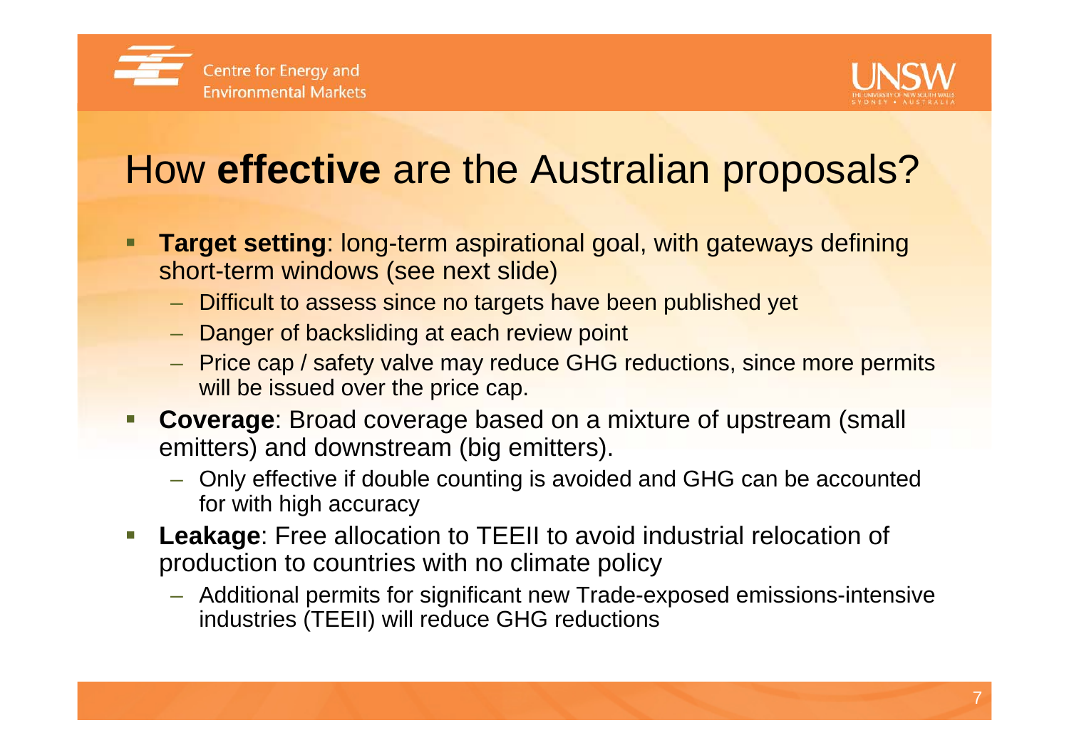# How **effective** are the Australian proposals?

- **Target setting**: long-term aspirational goal, with gateways defining short-term windows (see next slide)
  - Difficult to assess since no targets have been published yet
  - Danger of backsliding at each review point
  - Price cap / safety valve may reduce GHG reductions, since more permits will be issued over the price cap.
- **Coverage**: Broad coverage based on a mixture of upstream (small emitters) and downstream (big emitters).
  - Only effective if double counting is avoided and GHG can be accounted for with high accuracy
- **Leakage**: Free allocation to TEEII to avoid industrial relocation of production to countries with no climate policy
  - Additional permits for significant new Trade-exposed emissions-intensive industries (TEEII) will reduce GHG reductions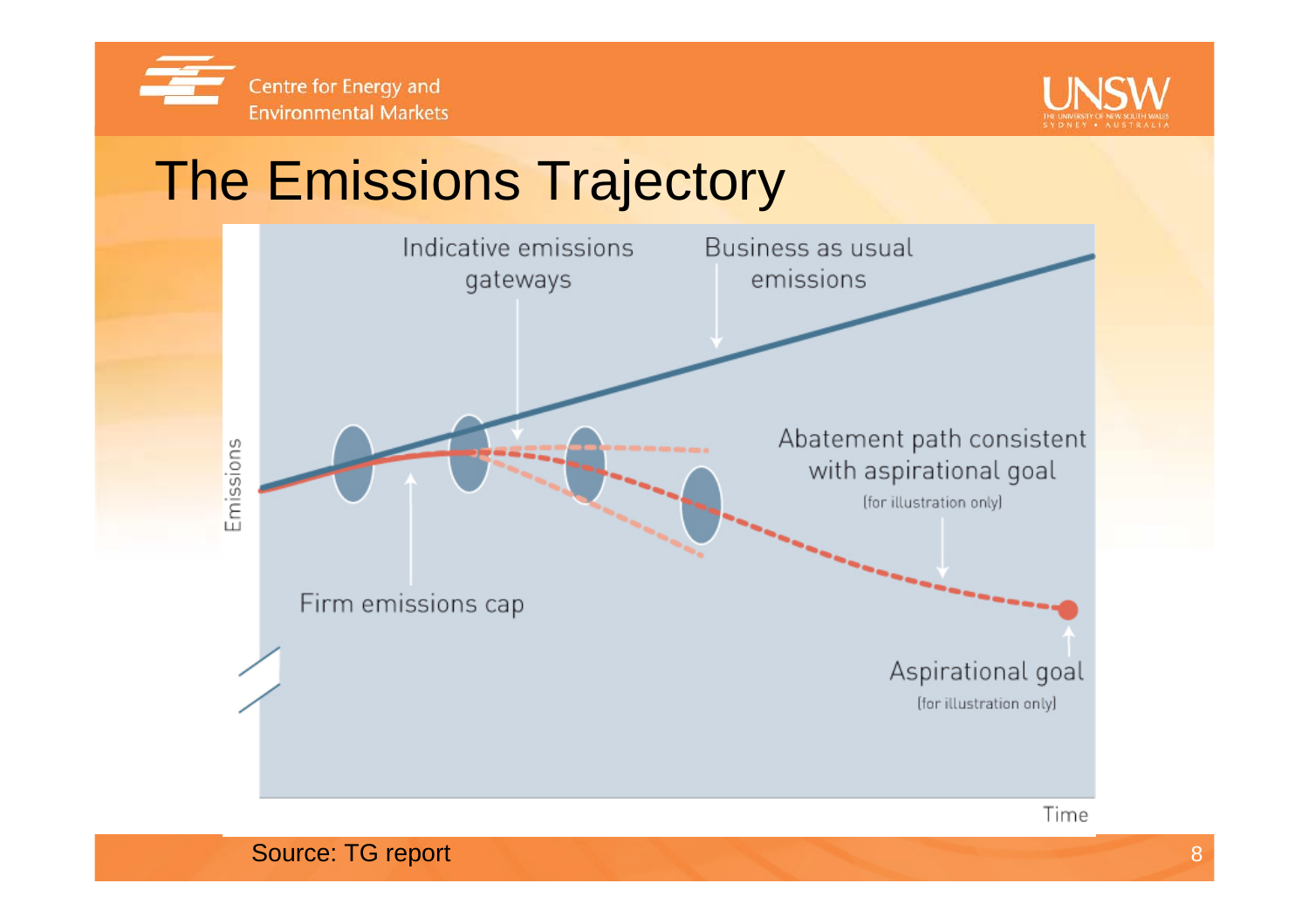# The Emissions Trajectory

Indicative emissions gateways

Business as usual emissions

Abatement path consistent with aspirational goal (for illustration only)

Firm emissions cap

Aspirational goal (for illustration only)

Emissions

Time

Source: TG report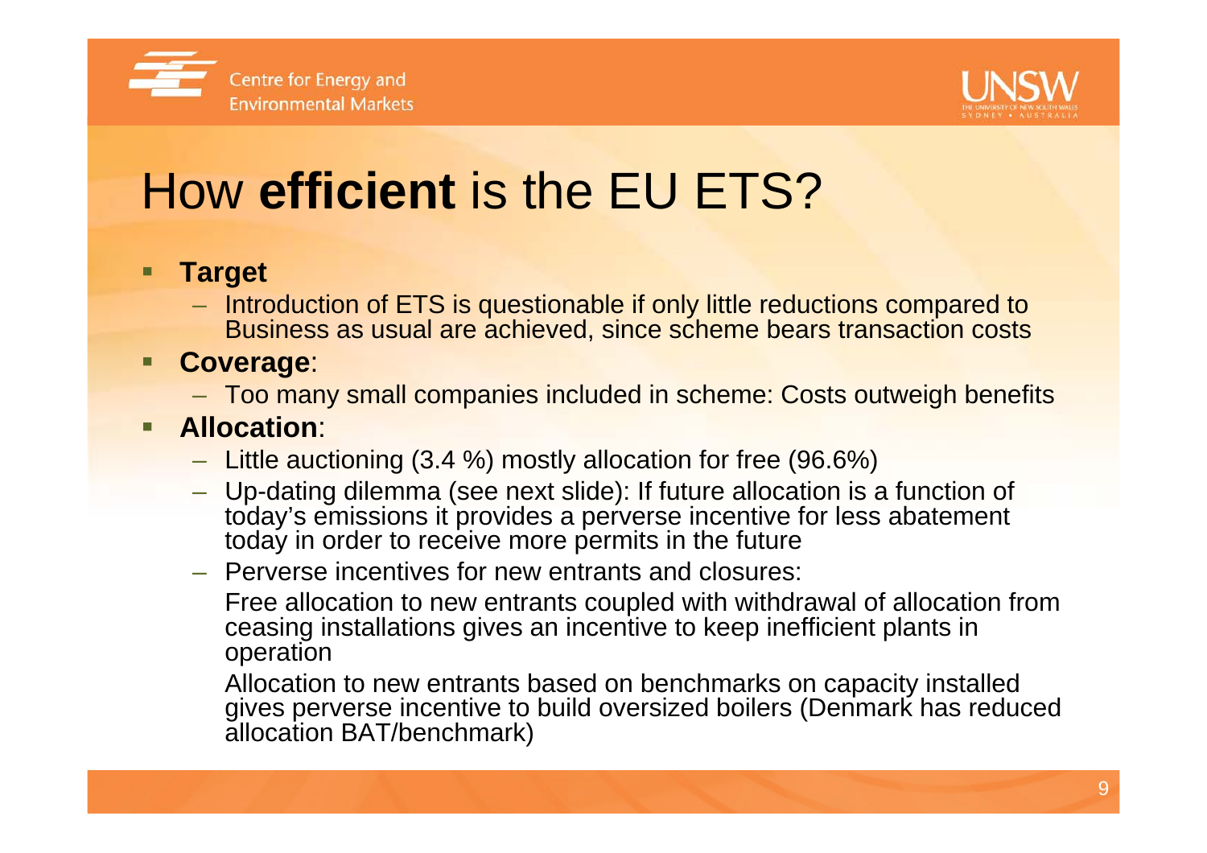# How **efficient** is the EU ETS?

- **Target**
  - Introduction of ETS is questionable if only little reductions compared to Business as usual are achieved, since scheme bears transaction costs
- **Coverage**:
  - Too many small companies included in scheme: Costs outweigh benefits
- **Allocation**:
  - Little auctioning (3.4 %) mostly allocation for free (96.6%)
  - Up-dating dilemma (see next slide): If future allocation is a function of today's emissions it provides a perverse incentive for less abatement today in order to receive more permits in the future
  - Perverse incentives for new entrants and closures:

    Free allocation to new entrants coupled with withdrawal of allocation from ceasing installations gives an incentive to keep inefficient plants in operation

    Allocation to new entrants based on benchmarks on capacity installed gives perverse incentive to build oversized boilers (Denmark has reduced allocation BAT/benchmark)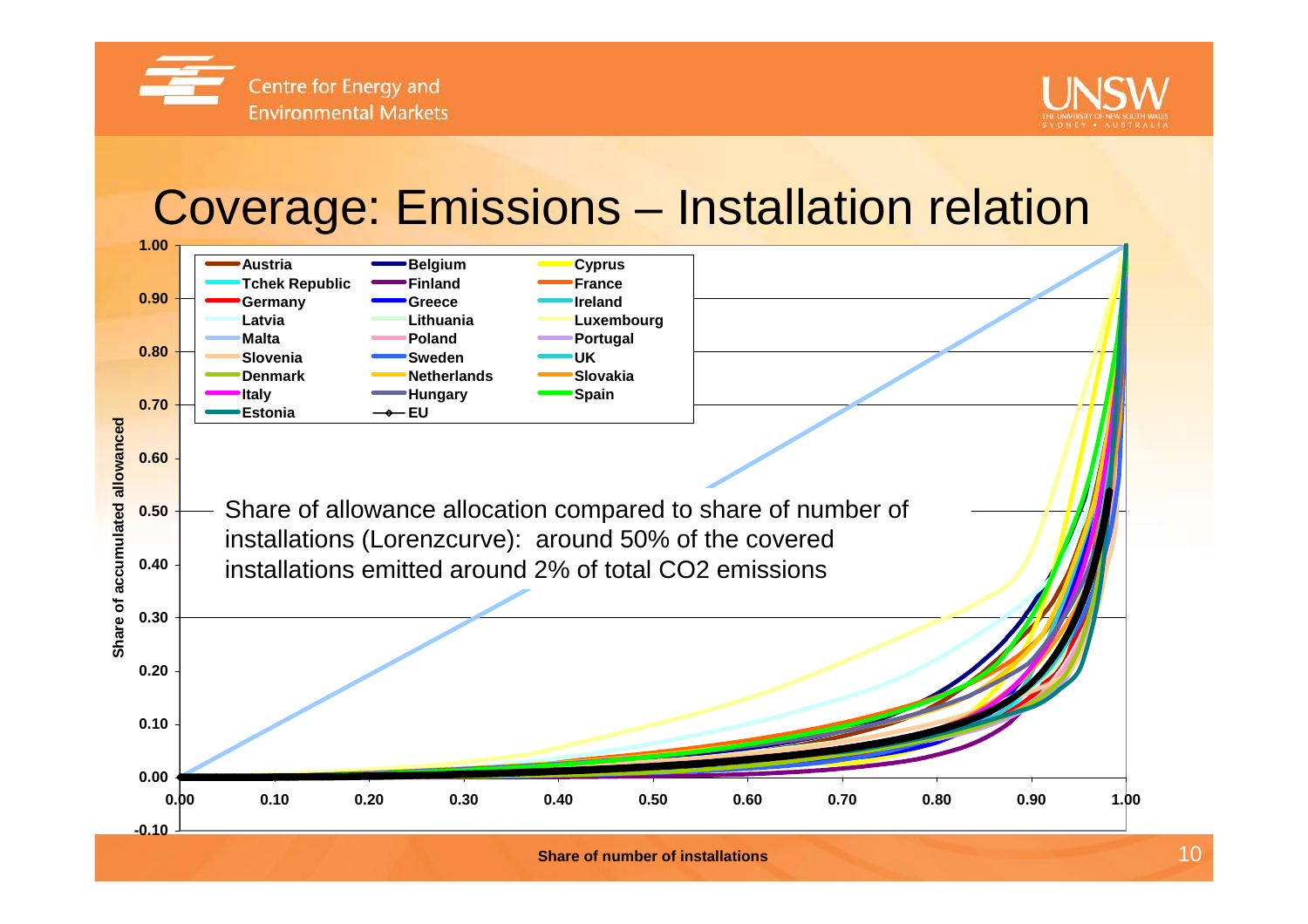# Coverage: Emissions – Installation relation

Share of allowance allocation compared to share of number of installations (Lorenzcurve): around 50% of the covered installations emitted around 2% of total $CO_2$ emissions

Legend: Austria, Belgium, Cyprus, Tchek Republic, Finland, France, Germany, Greece, Ireland, Latvia, Lithuania, Luxembourg, Malta, Poland, Portugal, Slovenia, Sweden, UK, Denmark, Netherlands, Slovakia, Italy, Hungary, Spain, Estonia, EU

Y-axis: Share of accumulated allowanced (-0.10 to 1.00)

X-axis: Share of number of installations (0.00 to 1.00)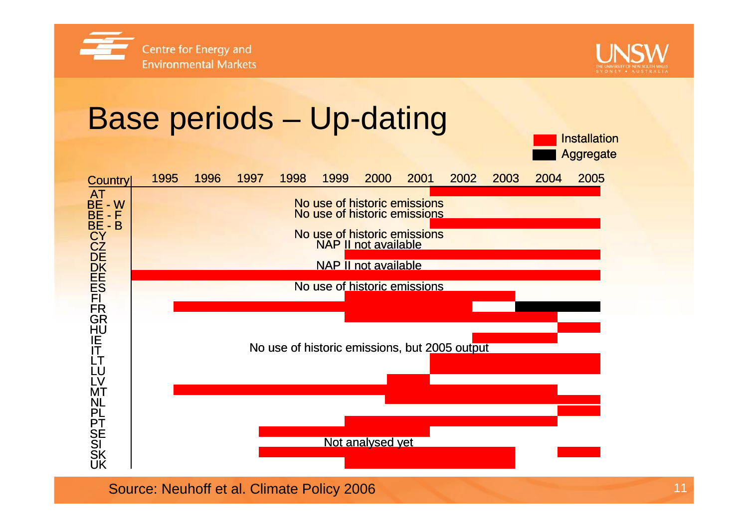# Base periods – Up-dating

Legend: Installation (red) / Aggregate (black)

| Country | Base period |
|---|---|
| AT | Installation: 2002–2005 |
| BE - W | No use of historic emissions |
| BE - F | No use of historic emissions |
| BE - B | Installation: 2002–2005 |
| CY | No use of historic emissions |
| CZ | NAP II not available |
| DE | Installation: 2000–2005 |
| DK | NAP II not available |
| EE | Installation: 1995–2005 |
| ES | No use of historic emissions |
| FI | Installation: 2000–2003 |
| FR | Installation: 1996–2002; Aggregate: 2004–2005 |
| GR | Installation: 2000–2004 |
| HU | Installation: 2005 |
| IE | Installation: 2003–2004 |
| IT | No use of historic emissions, but 2005 output |
| LT | Installation: 2002–2005 |
| LU | Installation: 2002–2005 |
| LV | Installation: 2001 |
| MT | Installation: 1996–2004 |
| NL | Installation: 2001–2005 |
| PL | Installation: 2005 |
| PT | Installation: 2000–2004 |
| SE | Installation: 1998–2001 |
| SI | Not analysed yet |
| SK | Installation: 1998–2003, 2005 |
| UK | Installation: 2000–2003 |

Source: Neuhoff et al. Climate Policy 2006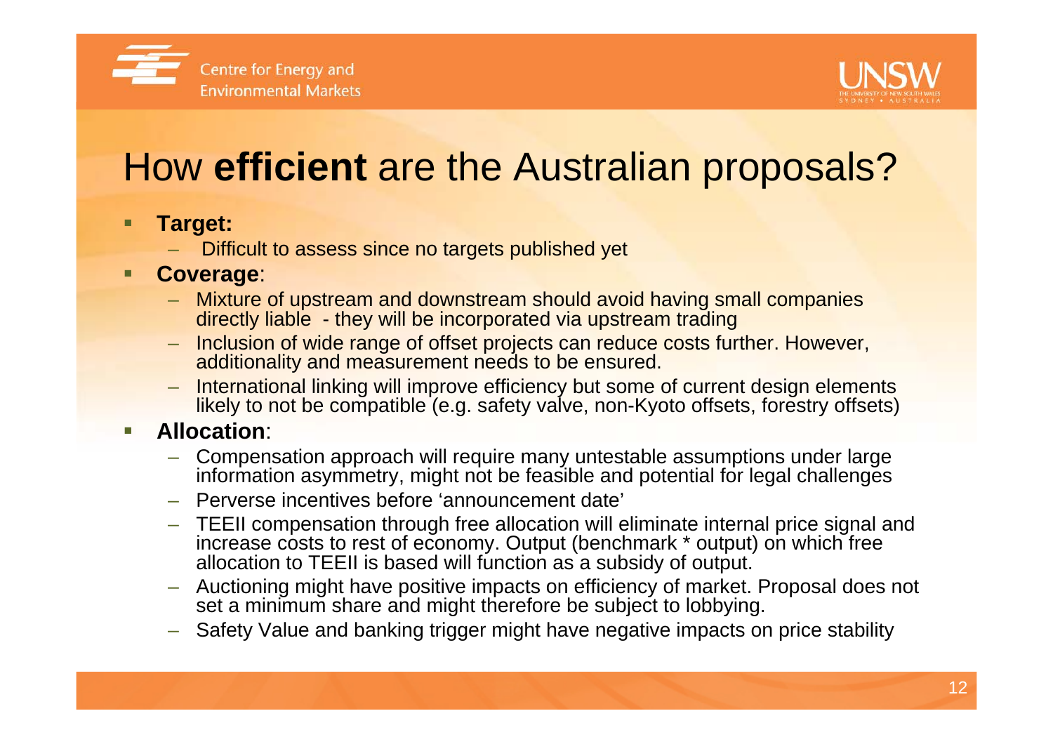# How **efficient** are the Australian proposals?

- **Target:**
  - Difficult to assess since no targets published yet
- **Coverage**:
  - Mixture of upstream and downstream should avoid having small companies directly liable - they will be incorporated via upstream trading
  - Inclusion of wide range of offset projects can reduce costs further. However, additionality and measurement needs to be ensured.
  - International linking will improve efficiency but some of current design elements likely to not be compatible (e.g. safety valve, non-Kyoto offsets, forestry offsets)
- **Allocation**:
  - Compensation approach will require many untestable assumptions under large information asymmetry, might not be feasible and potential for legal challenges
  - Perverse incentives before 'announcement date'
  - TEEII compensation through free allocation will eliminate internal price signal and increase costs to rest of economy. Output (benchmark * output) on which free allocation to TEEII is based will function as a subsidy of output.
  - Auctioning might have positive impacts on efficiency of market. Proposal does not set a minimum share and might therefore be subject to lobbying.
  - Safety Value and banking trigger might have negative impacts on price stability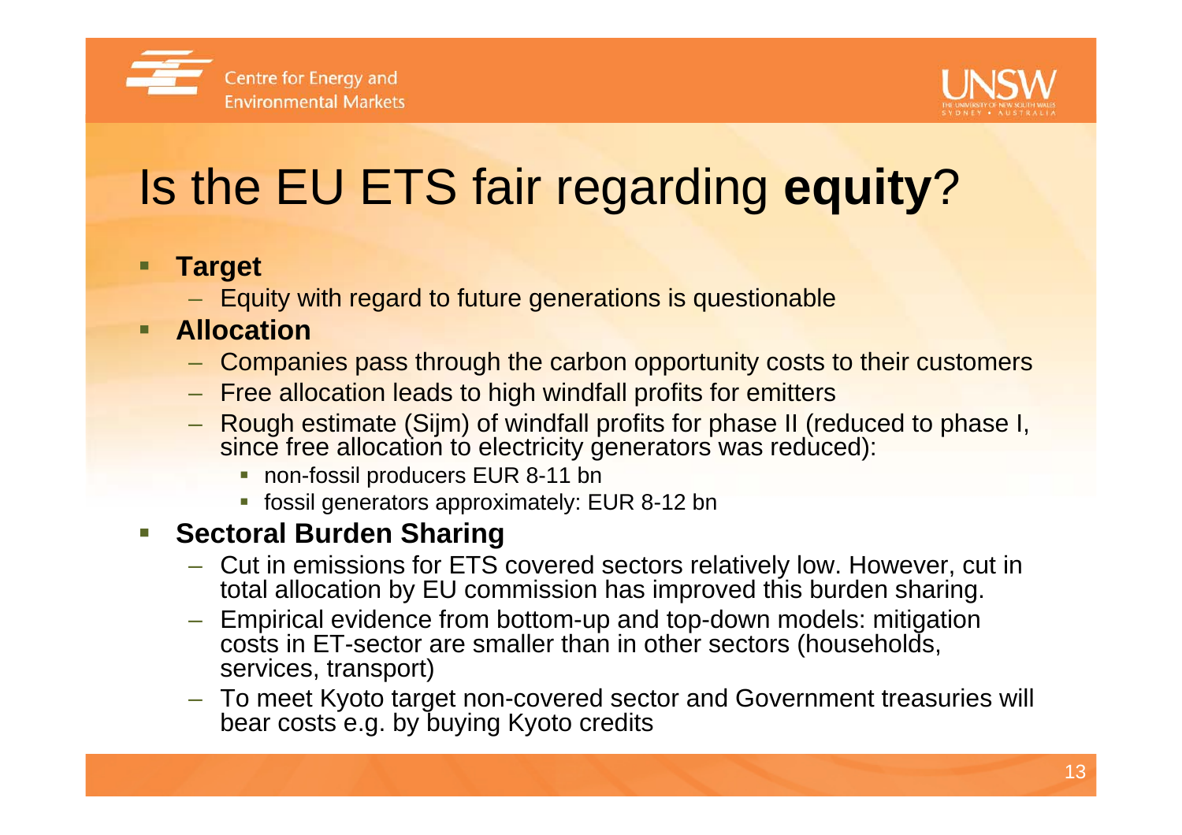# Is the EU ETS fair regarding **equity**?

- **Target**
  - Equity with regard to future generations is questionable
- **Allocation**
  - Companies pass through the carbon opportunity costs to their customers
  - Free allocation leads to high windfall profits for emitters
  - Rough estimate (Sijm) of windfall profits for phase II (reduced to phase I, since free allocation to electricity generators was reduced):
    - non-fossil producers EUR 8-11 bn
    - fossil generators approximately: EUR 8-12 bn
- **Sectoral Burden Sharing**
  - Cut in emissions for ETS covered sectors relatively low. However, cut in total allocation by EU commission has improved this burden sharing.
  - Empirical evidence from bottom-up and top-down models: mitigation costs in ET-sector are smaller than in other sectors (households, services, transport)
  - To meet Kyoto target non-covered sector and Government treasuries will bear costs e.g. by buying Kyoto credits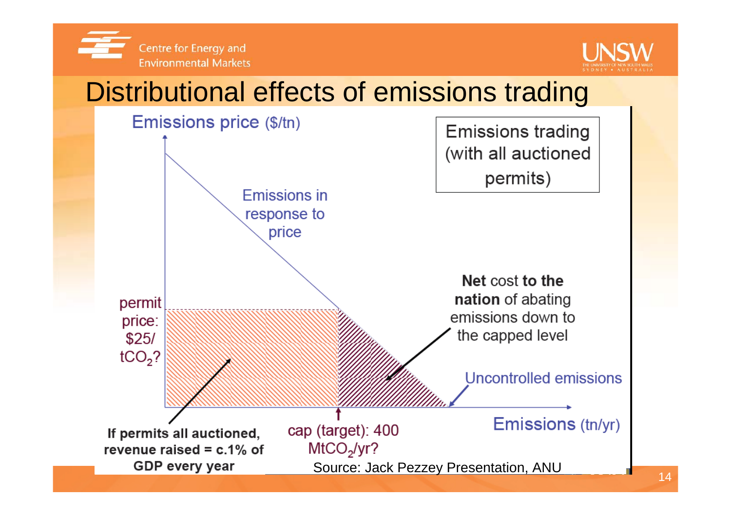# Distributional effects of emissions trading

Emissions trading (with all auctioned permits)

Emissions price (\$/tn)

Emissions in response to price

permit price: \$25/ $tCO_2$?

**Net cost to the nation** of abating emissions down to the capped level

Uncontrolled emissions

Emissions (tn/yr)

**If permits all auctioned, revenue raised = c.1% of GDP every year**

cap (target): 400 $MtCO_2$/yr?

Source: Jack Pezzey Presentation, ANU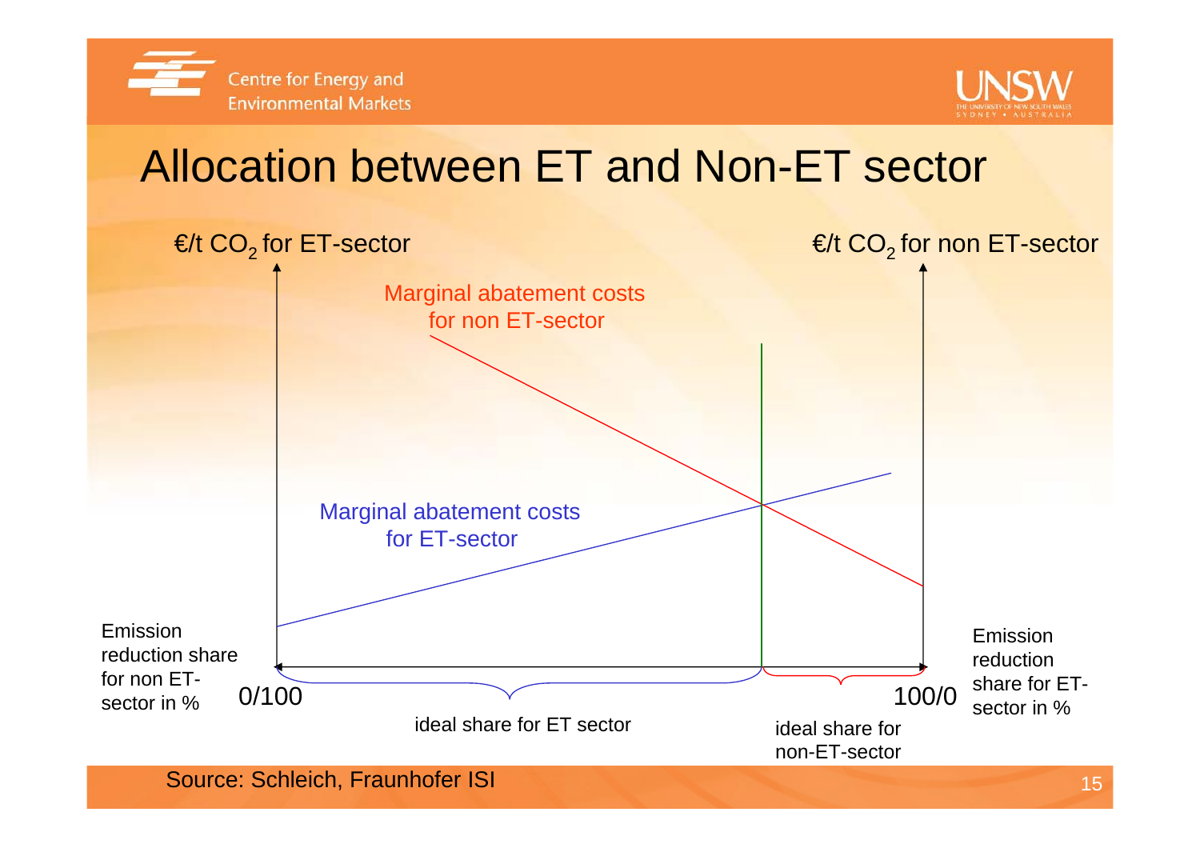# Allocation between ET and Non-ET sector

€/t $CO_2$ for ET-sector

€/t $CO_2$ for non ET-sector

Marginal abatement costs for non ET-sector

Marginal abatement costs for ET-sector

Emission reduction share for non ET-sector in %

0/100

100/0

Emission reduction share for ET-sector in %

ideal share for ET sector

ideal share for non-ET-sector

Source: Schleich, Fraunhofer ISI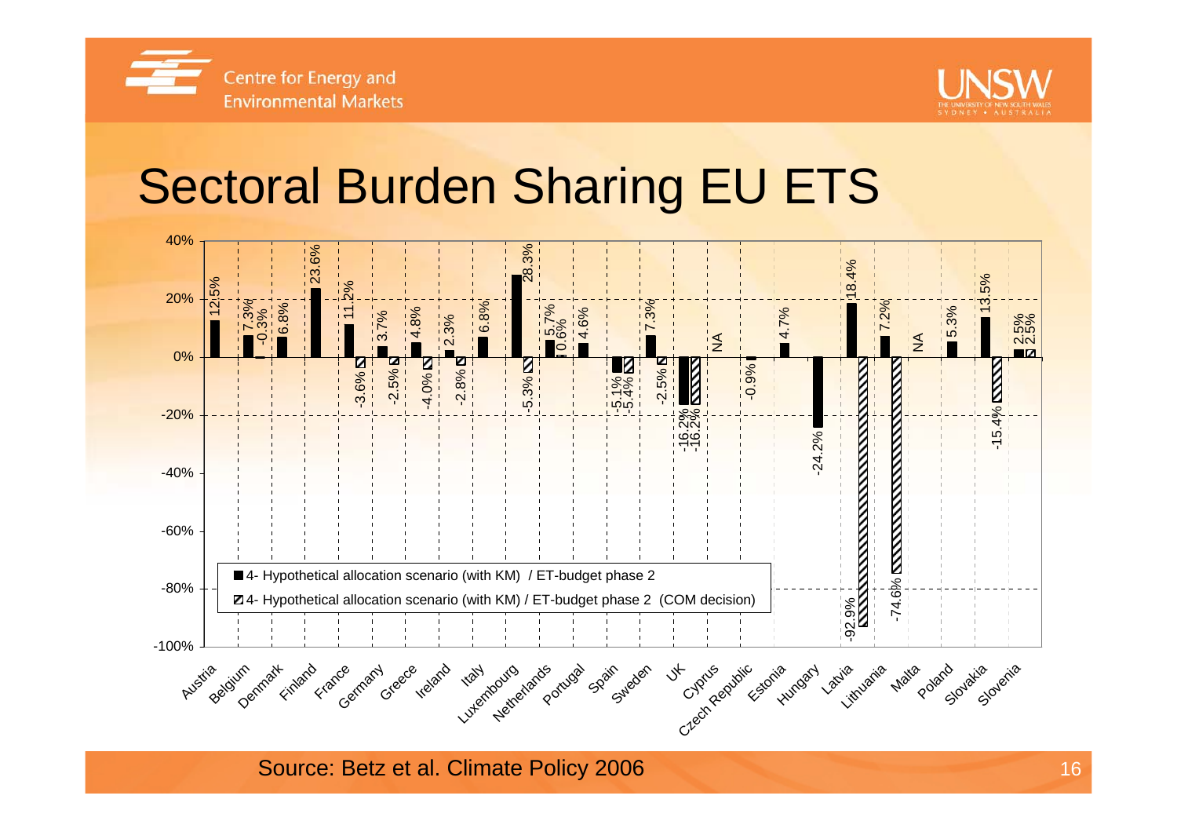# Sectoral Burden Sharing EU ETS

| Country | 4- Hypothetical allocation scenario (with KM) / ET-budget phase 2 | 4- Hypothetical allocation scenario (with KM) / ET-budget phase 2 (COM decision) |
|---|---|---|
| Austria | 12.5% | |
| Belgium | 7.3% | -0.3% |
| Denmark | 6.8% | |
| Finland | 23.6% | |
| France | 11.2% | -3.6% |
| Germany | 3.7% | -2.5% |
| Greece | 4.8% | -4.0% |
| Ireland | 2.3% | -2.8% |
| Italy | 6.8% | |
| Luxembourg | 28.3% | -5.3% |
| Netherlands | 5.7% | 0.6% |
| Portugal | 4.6% | |
| Spain | -5.1% | -5.4% |
| Sweden | 7.3% | -2.5% |
| UK | -16.2% | -16.2% |
| Cyprus | NA | |
| Czech Republic | -0.9% | |
| Estonia | 4.7% | |
| Hungary | -24.2% | |
| Latvia | 18.4% | -92.9% |
| Lithuania | 7.2% | -74.6% |
| Malta | NA | |
| Poland | 5.3% | |
| Slovakia | 13.5% | -15.4% |
| Slovenia | 2.5% | 2.5% |

Source: Betz et al. Climate Policy 2006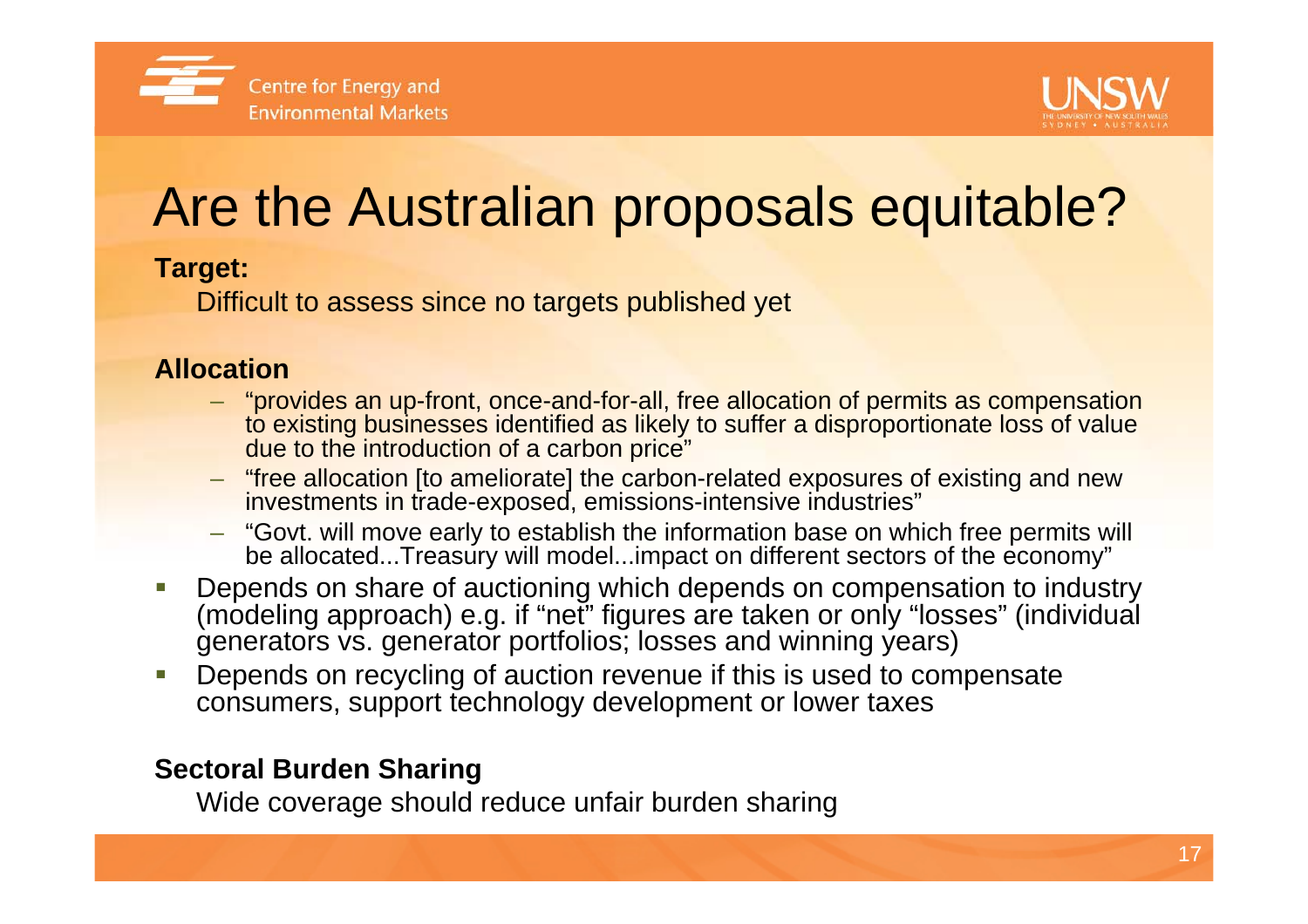# Are the Australian proposals equitable?

**Target:**

Difficult to assess since no targets published yet

**Allocation**

- "provides an up-front, once-and-for-all, free allocation of permits as compensation to existing businesses identified as likely to suffer a disproportionate loss of value due to the introduction of a carbon price"
- "free allocation [to ameliorate] the carbon-related exposures of existing and new investments in trade-exposed, emissions-intensive industries"
- "Govt. will move early to establish the information base on which free permits will be allocated...Treasury will model...impact on different sectors of the economy"

- Depends on share of auctioning which depends on compensation to industry (modeling approach) e.g. if "net" figures are taken or only "losses" (individual generators vs. generator portfolios; losses and winning years)
- Depends on recycling of auction revenue if this is used to compensate consumers, support technology development or lower taxes

**Sectoral Burden Sharing**

Wide coverage should reduce unfair burden sharing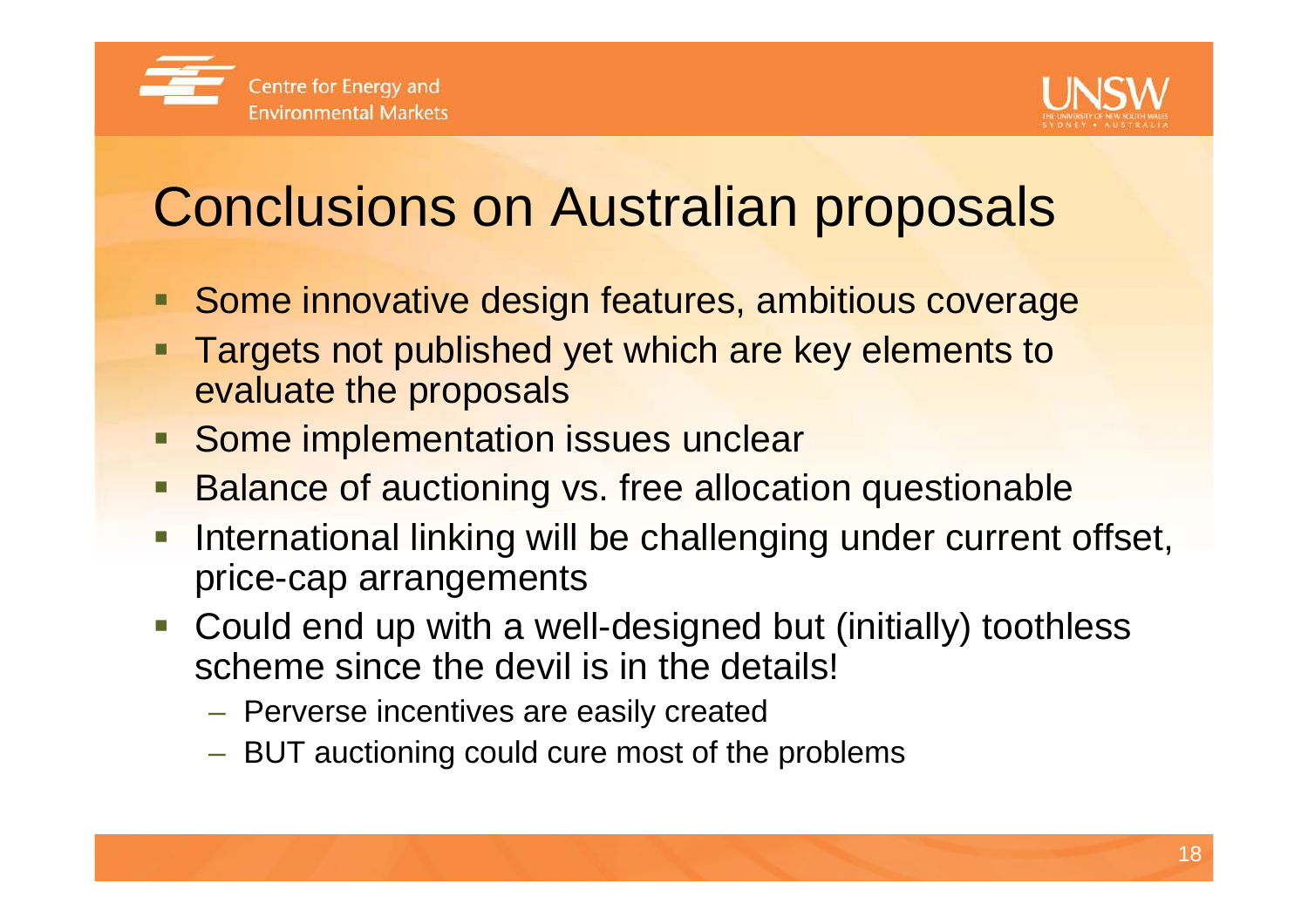# Conclusions on Australian proposals

- Some innovative design features, ambitious coverage
- Targets not published yet which are key elements to evaluate the proposals
- Some implementation issues unclear
- Balance of auctioning vs. free allocation questionable
- International linking will be challenging under current offset, price-cap arrangements
- Could end up with a well-designed but (initially) toothless scheme since the devil is in the details!
  - Perverse incentives are easily created
  - BUT auctioning could cure most of the problems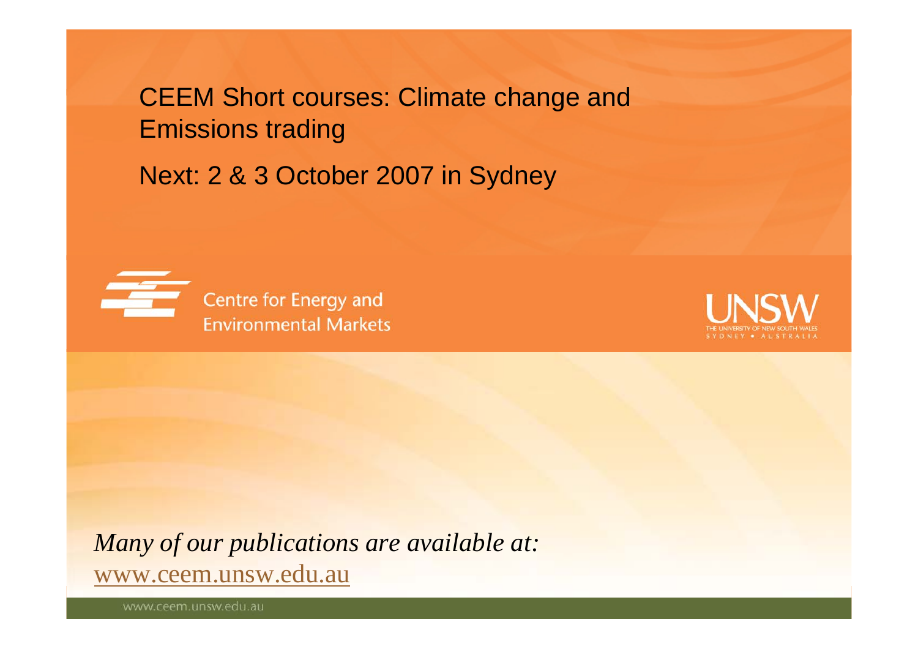CEEM Short courses: Climate change and Emissions trading

Next: 2 & 3 October 2007 in Sydney

Centre for Energy and Environmental Markets

UNSW
THE UNIVERSITY OF NEW SOUTH WALES
SYDNEY • AUSTRALIA

*Many of our publications are available at:*
www.ceem.unsw.edu.au